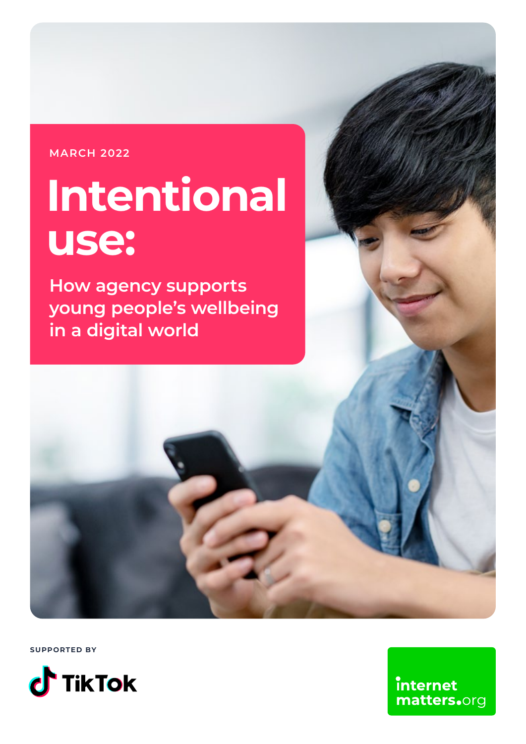MARCH 2022

# Intentional use:

## How agency supports young people's wellbeing in a digital world

SUPPORTED BY

TikTok

internet matters.org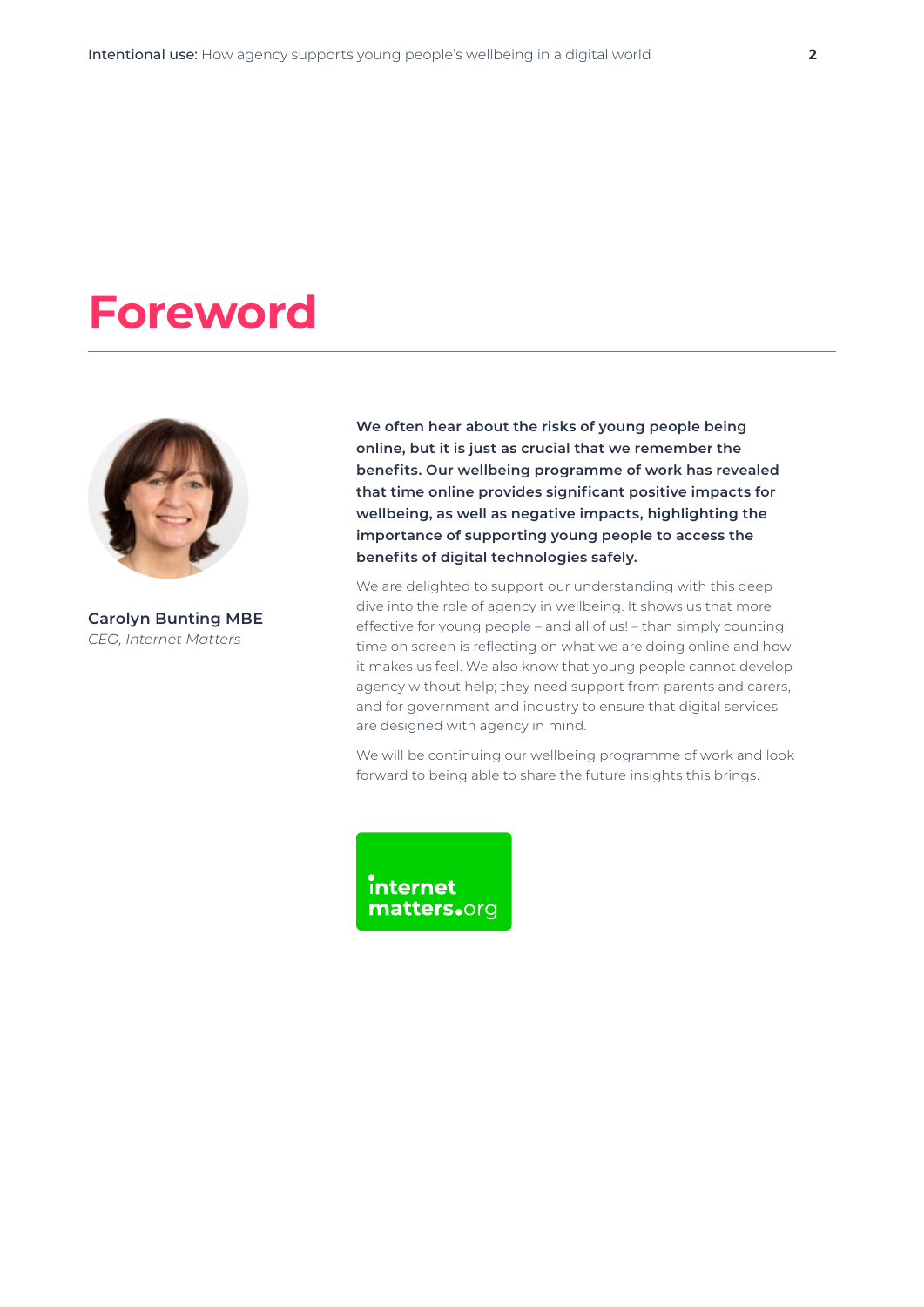# Foreword

**Carolyn Bunting MBE**
*CEO, Internet Matters*

**We often hear about the risks of young people being online, but it is just as crucial that we remember the benefits. Our wellbeing programme of work has revealed that time online provides significant positive impacts for wellbeing, as well as negative impacts, highlighting the importance of supporting young people to access the benefits of digital technologies safely.**

We are delighted to support our understanding with this deep dive into the role of agency in wellbeing. It shows us that more effective for young people – and all of us! – than simply counting time on screen is reflecting on what we are doing online and how it makes us feel. We also know that young people cannot develop agency without help; they need support from parents and carers, and for government and industry to ensure that digital services are designed with agency in mind.

We will be continuing our wellbeing programme of work and look forward to being able to share the future insights this brings.

internet matters.org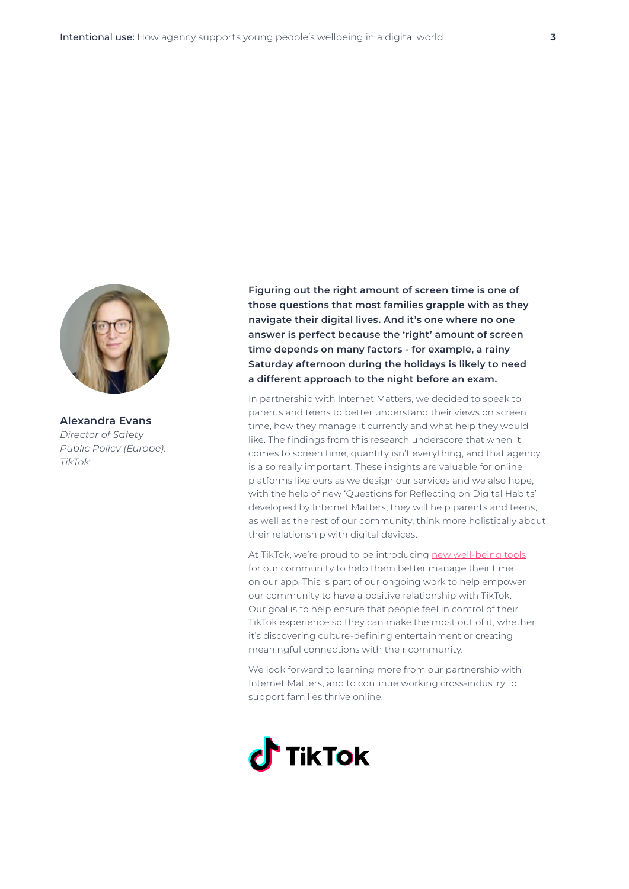**Alexandra Evans**
*Director of Safety Public Policy (Europe), TikTok*

**Figuring out the right amount of screen time is one of those questions that most families grapple with as they navigate their digital lives. And it's one where no one answer is perfect because the 'right' amount of screen time depends on many factors - for example, a rainy Saturday afternoon during the holidays is likely to need a different approach to the night before an exam.**

In partnership with Internet Matters, we decided to speak to parents and teens to better understand their views on screen time, how they manage it currently and what help they would like. The findings from this research underscore that when it comes to screen time, quantity isn't everything, and that agency is also really important. These insights are valuable for online platforms like ours as we design our services and we also hope, with the help of new 'Questions for Reflecting on Digital Habits' developed by Internet Matters, they will help parents and teens, as well as the rest of our community, think more holistically about their relationship with digital devices.

At TikTok, we're proud to be introducing new well-being tools for our community to help them better manage their time on our app. This is part of our ongoing work to help empower our community to have a positive relationship with TikTok. Our goal is to help ensure that people feel in control of their TikTok experience so they can make the most out of it, whether it's discovering culture-defining entertainment or creating meaningful connections with their community.

We look forward to learning more from our partnership with Internet Matters, and to continue working cross-industry to support families thrive online.

TikTok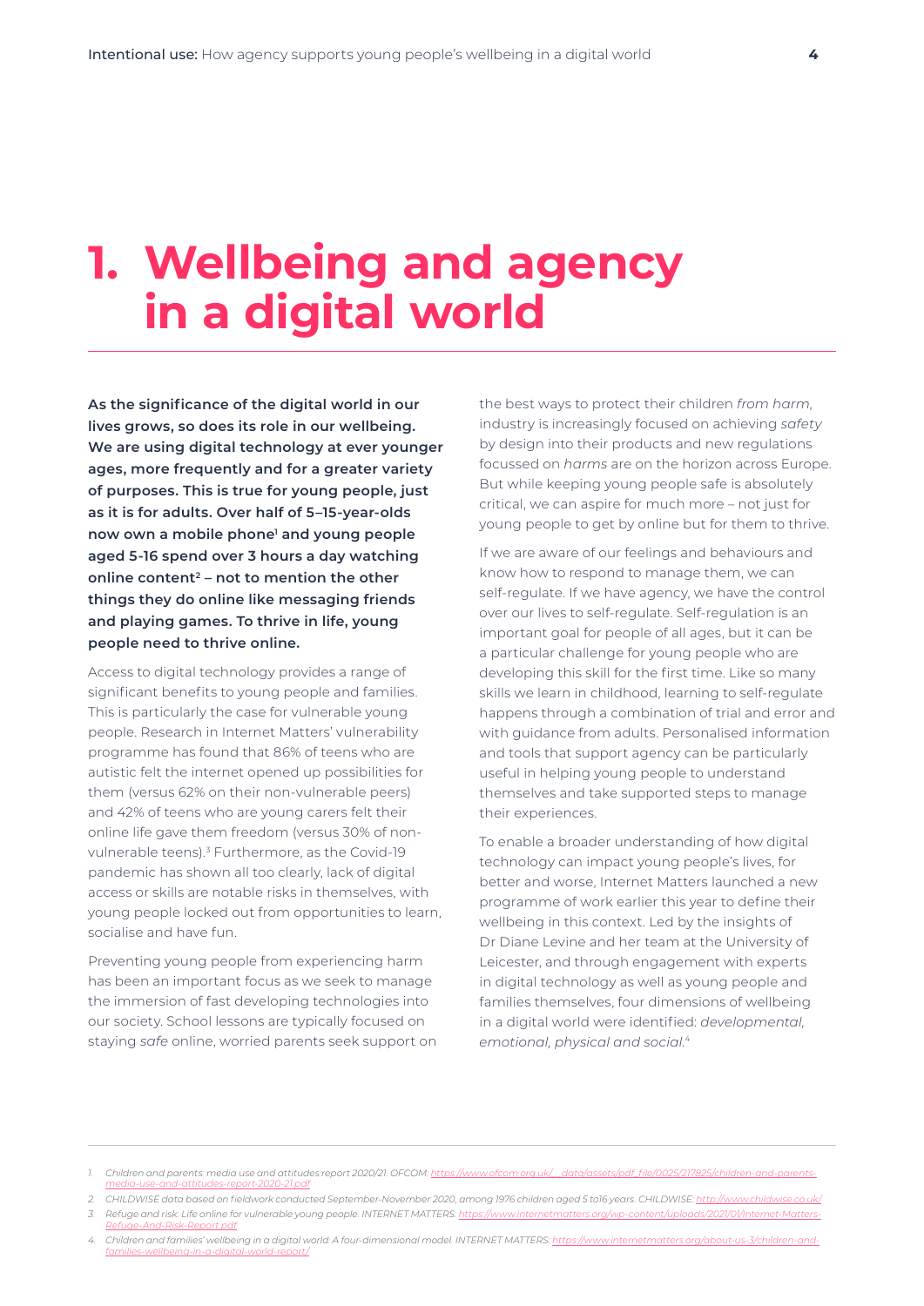# 1. Wellbeing and agency in a digital world

**As the significance of the digital world in our lives grows, so does its role in our wellbeing. We are using digital technology at ever younger ages, more frequently and for a greater variety of purposes. This is true for young people, just as it is for adults. Over half of 5–15-year-olds now own a mobile phone[1] and young people aged 5-16 spend over 3 hours a day watching online content[2] – not to mention the other things they do online like messaging friends and playing games. To thrive in life, young people need to thrive online.**

Access to digital technology provides a range of significant benefits to young people and families. This is particularly the case for vulnerable young people. Research in Internet Matters' vulnerability programme has found that 86% of teens who are autistic felt the internet opened up possibilities for them (versus 62% on their non-vulnerable peers) and 42% of teens who are young carers felt their online life gave them freedom (versus 30% of non-vulnerable teens).[3] Furthermore, as the Covid-19 pandemic has shown all too clearly, lack of digital access or skills are notable risks in themselves, with young people locked out from opportunities to learn, socialise and have fun.

Preventing young people from experiencing harm has been an important focus as we seek to manage the immersion of fast developing technologies into our society. School lessons are typically focused on staying *safe* online, worried parents seek support on the best ways to protect their children *from harm*, industry is increasingly focused on achieving *safety* by design into their products and new regulations focussed on *harms* are on the horizon across Europe. But while keeping young people safe is absolutely critical, we can aspire for much more – not just for young people to get by online but for them to thrive.

If we are aware of our feelings and behaviours and know how to respond to manage them, we can self-regulate. If we have agency, we have the control over our lives to self-regulate. Self-regulation is an important goal for people of all ages, but it can be a particular challenge for young people who are developing this skill for the first time. Like so many skills we learn in childhood, learning to self-regulate happens through a combination of trial and error and with guidance from adults. Personalised information and tools that support agency can be particularly useful in helping young people to understand themselves and take supported steps to manage their experiences.

To enable a broader understanding of how digital technology can impact young people's lives, for better and worse, Internet Matters launched a new programme of work earlier this year to define their wellbeing in this context. Led by the insights of Dr Diane Levine and her team at the University of Leicester, and through engagement with experts in digital technology as well as young people and families themselves, four dimensions of wellbeing in a digital world were identified: *developmental, emotional, physical and social.*[4]

---

1. *Children and parents: media use and attitudes report 2020/21. OFCOM: https://www.ofcom.org.uk/__data/assets/pdf_file/0025/217825/children-and-parents-media-use-and-attitudes-report-2020-21.pdf*
2. *CHILDWISE data based on fieldwork conducted September-November 2020, among 1976 children aged 5 to16 years. CHILDWISE: http://www.childwise.co.uk/*
3. *Refuge and risk: Life online for vulnerable young people. INTERNET MATTERS: https://www.internetmatters.org/wp-content/uploads/2021/01/Internet-Matters-Refuge-And-Risk-Report.pdf*
4. *Children and families' wellbeing in a digital world: A four-dimensional model. INTERNET MATTERS: https://www.internetmatters.org/about-us-3/children-and-families-wellbeing-in-a-digital-world-report/*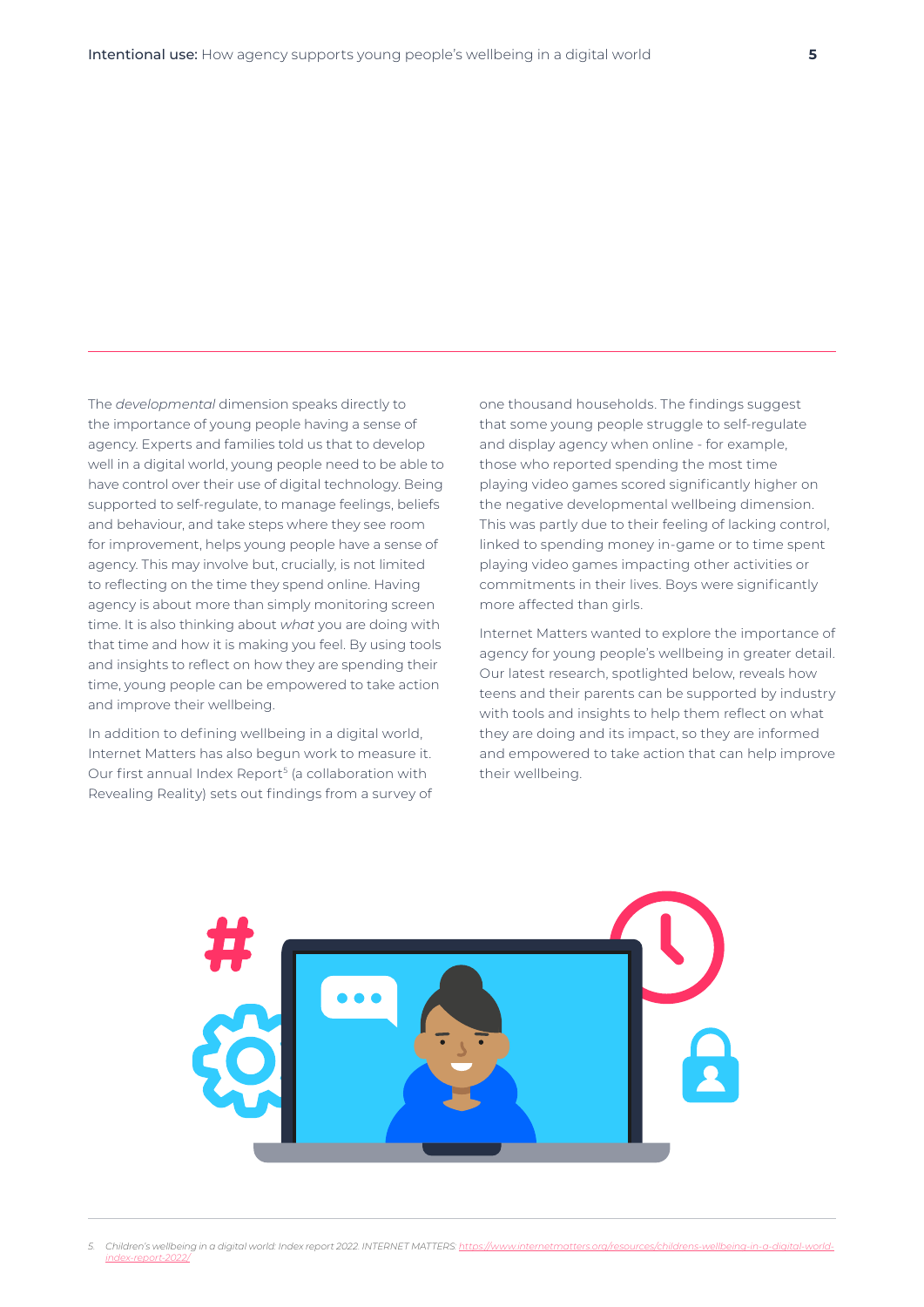The *developmental* dimension speaks directly to the importance of young people having a sense of agency. Experts and families told us that to develop well in a digital world, young people need to be able to have control over their use of digital technology. Being supported to self-regulate, to manage feelings, beliefs and behaviour, and take steps where they see room for improvement, helps young people have a sense of agency. This may involve but, crucially, is not limited to reflecting on the time they spend online. Having agency is about more than simply monitoring screen time. It is also thinking about *what* you are doing with that time and how it is making you feel. By using tools and insights to reflect on how they are spending their time, young people can be empowered to take action and improve their wellbeing.

In addition to defining wellbeing in a digital world, Internet Matters has also begun work to measure it. Our first annual Index Report[5] (a collaboration with Revealing Reality) sets out findings from a survey of one thousand households. The findings suggest that some young people struggle to self-regulate and display agency when online - for example, those who reported spending the most time playing video games scored significantly higher on the negative developmental wellbeing dimension. This was partly due to their feeling of lacking control, linked to spending money in-game or to time spent playing video games impacting other activities or commitments in their lives. Boys were significantly more affected than girls.

Internet Matters wanted to explore the importance of agency for young people's wellbeing in greater detail. Our latest research, spotlighted below, reveals how teens and their parents can be supported by industry with tools and insights to help them reflect on what they are doing and its impact, so they are informed and empowered to take action that can help improve their wellbeing.

---

5. *Children's wellbeing in a digital world: Index report 2022. INTERNET MATTERS:* https://www.internetmatters.org/resources/childrens-wellbeing-in-a-digital-world-index-report-2022/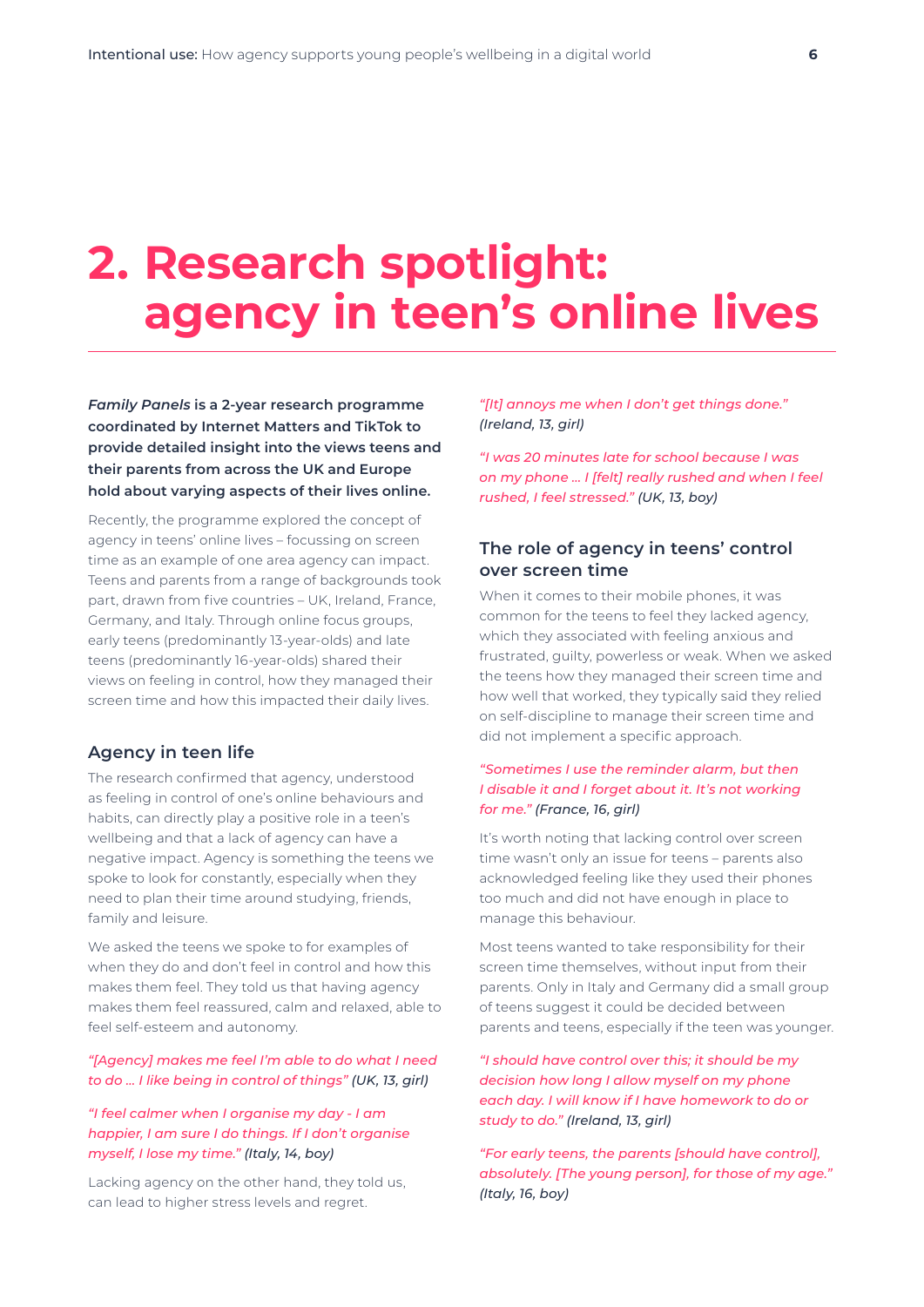# 2. Research spotlight: agency in teen's online lives

***Family Panels* is a 2-year research programme coordinated by Internet Matters and TikTok to provide detailed insight into the views teens and their parents from across the UK and Europe hold about varying aspects of their lives online.**

Recently, the programme explored the concept of agency in teens' online lives – focussing on screen time as an example of one area agency can impact. Teens and parents from a range of backgrounds took part, drawn from five countries – UK, Ireland, France, Germany, and Italy. Through online focus groups, early teens (predominantly 13-year-olds) and late teens (predominantly 16-year-olds) shared their views on feeling in control, how they managed their screen time and how this impacted their daily lives.

## Agency in teen life

The research confirmed that agency, understood as feeling in control of one's online behaviours and habits, can directly play a positive role in a teen's wellbeing and that a lack of agency can have a negative impact. Agency is something the teens we spoke to look for constantly, especially when they need to plan their time around studying, friends, family and leisure.

We asked the teens we spoke to for examples of when they do and don't feel in control and how this makes them feel. They told us that having agency makes them feel reassured, calm and relaxed, able to feel self-esteem and autonomy.

*"[Agency] makes me feel I'm able to do what I need to do … I like being in control of things"* ***(UK, 13, girl)***

*"I feel calmer when I organise my day - I am happier, I am sure I do things. If I don't organise myself, I lose my time."* ***(Italy, 14, boy)***

Lacking agency on the other hand, they told us, can lead to higher stress levels and regret.

*"[It] annoys me when I don't get things done."* ***(Ireland, 13, girl)***

*"I was 20 minutes late for school because I was on my phone … I [felt] really rushed and when I feel rushed, I feel stressed."* ***(UK, 13, boy)***

## The role of agency in teens' control over screen time

When it comes to their mobile phones, it was common for the teens to feel they lacked agency, which they associated with feeling anxious and frustrated, guilty, powerless or weak. When we asked the teens how they managed their screen time and how well that worked, they typically said they relied on self-discipline to manage their screen time and did not implement a specific approach.

*"Sometimes I use the reminder alarm, but then I disable it and I forget about it. It's not working for me."* ***(France, 16, girl)***

It's worth noting that lacking control over screen time wasn't only an issue for teens – parents also acknowledged feeling like they used their phones too much and did not have enough in place to manage this behaviour.

Most teens wanted to take responsibility for their screen time themselves, without input from their parents. Only in Italy and Germany did a small group of teens suggest it could be decided between parents and teens, especially if the teen was younger.

*"I should have control over this; it should be my decision how long I allow myself on my phone each day. I will know if I have homework to do or study to do."* ***(Ireland, 13, girl)***

*"For early teens, the parents [should have control], absolutely. [The young person], for those of my age."* ***(Italy, 16, boy)***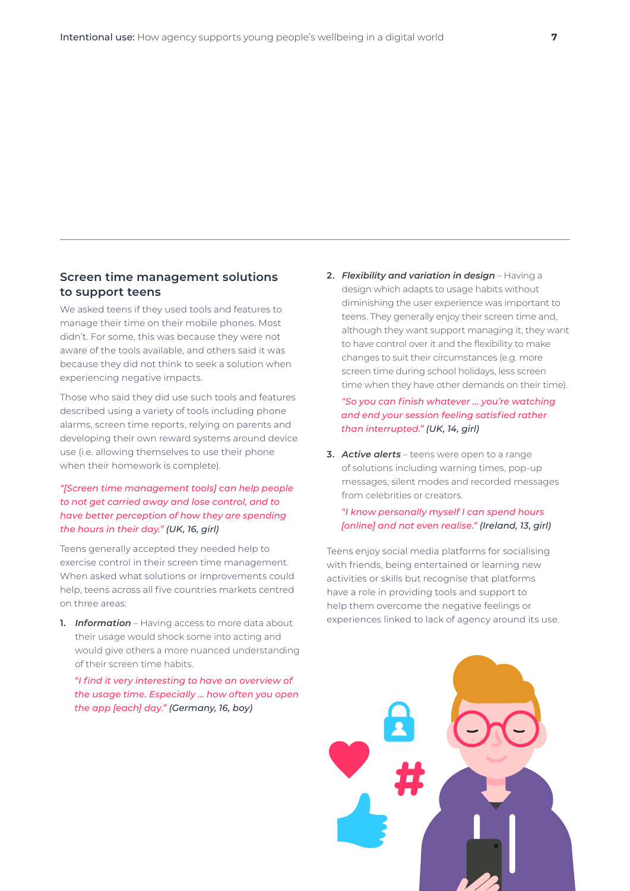## Screen time management solutions to support teens

We asked teens if they used tools and features to manage their time on their mobile phones. Most didn't. For some, this was because they were not aware of the tools available, and others said it was because they did not think to seek a solution when experiencing negative impacts.

Those who said they did use such tools and features described using a variety of tools including phone alarms, screen time reports, relying on parents and developing their own reward systems around device use (i.e. allowing themselves to use their phone when their homework is complete).

*"[Screen time management tools] can help people to not get carried away and lose control, and to have better perception of how they are spending the hours in their day." (UK, 16, girl)*

Teens generally accepted they needed help to exercise control in their screen time management. When asked what solutions or improvements could help, teens across all five countries markets centred on three areas:

1. ***Information*** – Having access to more data about their usage would shock some into acting and would give others a more nuanced understanding of their screen time habits.

   *"I find it very interesting to have an overview of the usage time. Especially … how often you open the app [each] day." (Germany, 16, boy)*

2. ***Flexibility and variation in design*** – Having a design which adapts to usage habits without diminishing the user experience was important to teens. They generally enjoy their screen time and, although they want support managing it, they want to have control over it and the flexibility to make changes to suit their circumstances (e.g. more screen time during school holidays, less screen time when they have other demands on their time).

   *"So you can finish whatever … you're watching and end your session feeling satisfied rather than interrupted." (UK, 14, girl)*

3. ***Active alerts*** – teens were open to a range of solutions including warning times, pop-up messages, silent modes and recorded messages from celebrities or creators.

   *"I know personally myself I can spend hours [online] and not even realise." (Ireland, 13, girl)*

Teens enjoy social media platforms for socialising with friends, being entertained or learning new activities or skills but recognise that platforms have a role in providing tools and support to help them overcome the negative feelings or experiences linked to lack of agency around its use.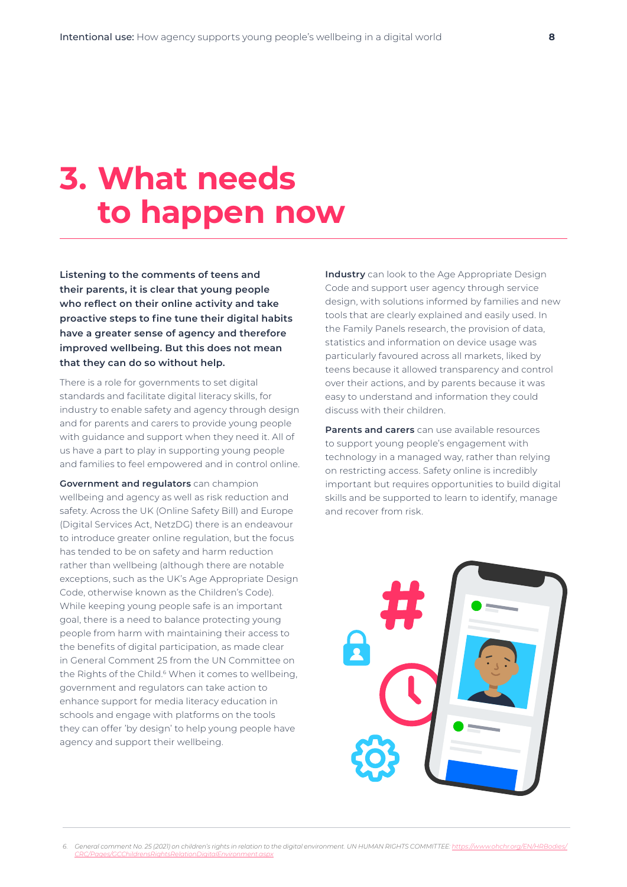# 3. What needs to happen now

**Listening to the comments of teens and their parents, it is clear that young people who reflect on their online activity and take proactive steps to fine tune their digital habits have a greater sense of agency and therefore improved wellbeing. But this does not mean that they can do so without help.**

There is a role for governments to set digital standards and facilitate digital literacy skills, for industry to enable safety and agency through design and for parents and carers to provide young people with guidance and support when they need it. All of us have a part to play in supporting young people and families to feel empowered and in control online.

**Government and regulators** can champion wellbeing and agency as well as risk reduction and safety. Across the UK (Online Safety Bill) and Europe (Digital Services Act, NetzDG) there is an endeavour to introduce greater online regulation, but the focus has tended to be on safety and harm reduction rather than wellbeing (although there are notable exceptions, such as the UK's Age Appropriate Design Code, otherwise known as the Children's Code). While keeping young people safe is an important goal, there is a need to balance protecting young people from harm with maintaining their access to the benefits of digital participation, as made clear in General Comment 25 from the UN Committee on the Rights of the Child.[6] When it comes to wellbeing, government and regulators can take action to enhance support for media literacy education in schools and engage with platforms on the tools they can offer 'by design' to help young people have agency and support their wellbeing.

**Industry** can look to the Age Appropriate Design Code and support user agency through service design, with solutions informed by families and new tools that are clearly explained and easily used. In the Family Panels research, the provision of data, statistics and information on device usage was particularly favoured across all markets, liked by teens because it allowed transparency and control over their actions, and by parents because it was easy to understand and information they could discuss with their children.

**Parents and carers** can use available resources to support young people's engagement with technology in a managed way, rather than relying on restricting access. Safety online is incredibly important but requires opportunities to build digital skills and be supported to learn to identify, manage and recover from risk.

6. *General comment No. 25 (2021) on children's rights in relation to the digital environment. UN HUMAN RIGHTS COMMITTEE: https://www.ohchr.org/EN/HRBodies/CRC/Pages/GCChildrensRightsRelationDigitalEnvironment.aspx*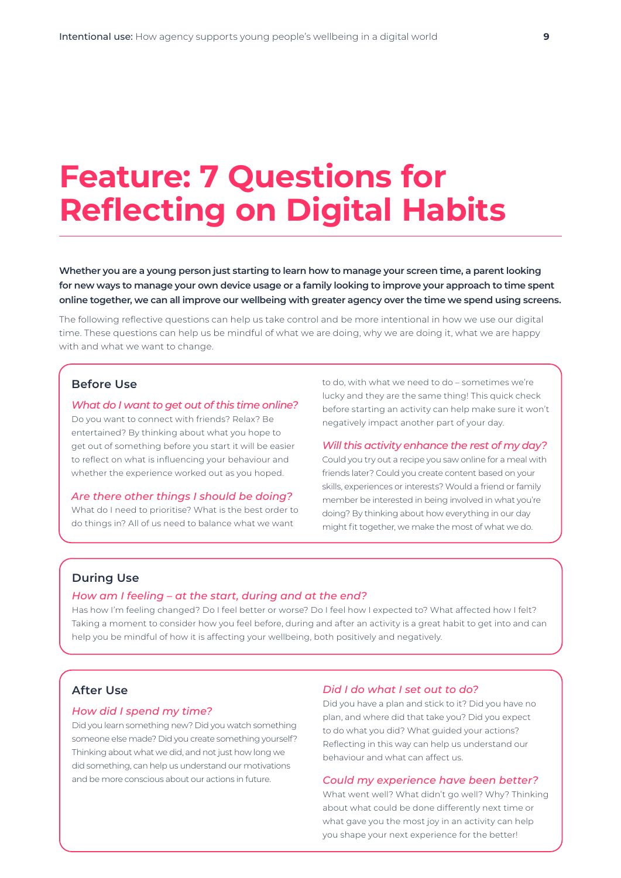# Feature: 7 Questions for Reflecting on Digital Habits

**Whether you are a young person just starting to learn how to manage your screen time, a parent looking for new ways to manage your own device usage or a family looking to improve your approach to time spent online together, we can all improve our wellbeing with greater agency over the time we spend using screens.**

The following reflective questions can help us take control and be more intentional in how we use our digital time. These questions can help us be mindful of what we are doing, why we are doing it, what we are happy with and what we want to change.

## Before Use

### *What do I want to get out of this time online?*

Do you want to connect with friends? Relax? Be entertained? By thinking about what you hope to get out of something before you start it will be easier to reflect on what is influencing your behaviour and whether the experience worked out as you hoped.

### *Are there other things I should be doing?*

What do I need to prioritise? What is the best order to do things in? All of us need to balance what we want to do, with what we need to do – sometimes we're lucky and they are the same thing! This quick check before starting an activity can help make sure it won't negatively impact another part of your day.

### *Will this activity enhance the rest of my day?*

Could you try out a recipe you saw online for a meal with friends later? Could you create content based on your skills, experiences or interests? Would a friend or family member be interested in being involved in what you're doing? By thinking about how everything in our day might fit together, we make the most of what we do.

## During Use

### *How am I feeling – at the start, during and at the end?*

Has how I'm feeling changed? Do I feel better or worse? Do I feel how I expected to? What affected how I felt? Taking a moment to consider how you feel before, during and after an activity is a great habit to get into and can help you be mindful of how it is affecting your wellbeing, both positively and negatively.

## After Use

### *How did I spend my time?*

Did you learn something new? Did you watch something someone else made? Did you create something yourself? Thinking about what we did, and not just how long we did something, can help us understand our motivations and be more conscious about our actions in future.

### *Did I do what I set out to do?*

Did you have a plan and stick to it? Did you have no plan, and where did that take you? Did you expect to do what you did? What guided your actions? Reflecting in this way can help us understand our behaviour and what can affect us.

### *Could my experience have been better?*

What went well? What didn't go well? Why? Thinking about what could be done differently next time or what gave you the most joy in an activity can help you shape your next experience for the better!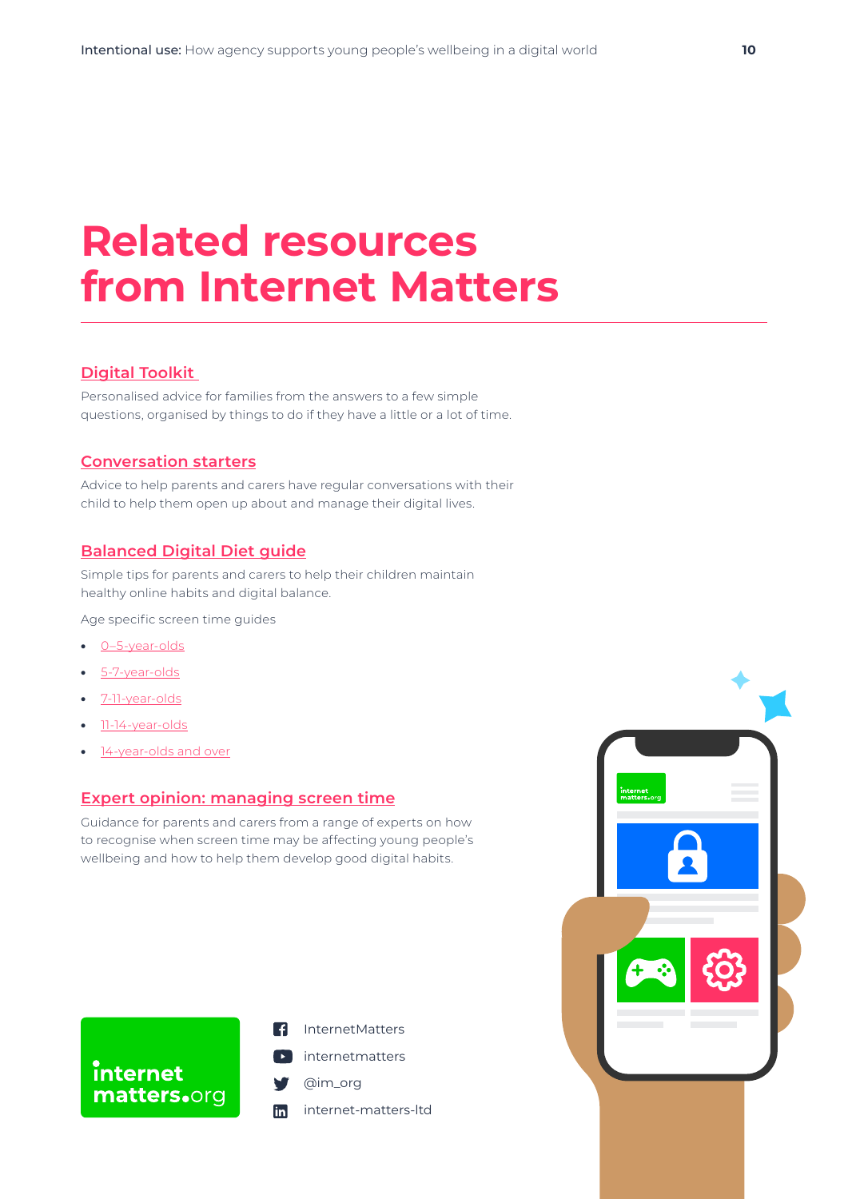# Related resources from Internet Matters

## Digital Toolkit

Personalised advice for families from the answers to a few simple questions, organised by things to do if they have a little or a lot of time.

## Conversation starters

Advice to help parents and carers have regular conversations with their child to help them open up about and manage their digital lives.

## Balanced Digital Diet guide

Simple tips for parents and carers to help their children maintain healthy online habits and digital balance.

Age specific screen time guides

- 0–5-year-olds
- 5-7-year-olds
- 7-11-year-olds
- 11-14-year-olds
- 14-year-olds and over

## Expert opinion: managing screen time

Guidance for parents and carers from a range of experts on how to recognise when screen time may be affecting young people's wellbeing and how to help them develop good digital habits.

internet matters.org

InternetMatters

internetmatters

@im_org

internet-matters-ltd